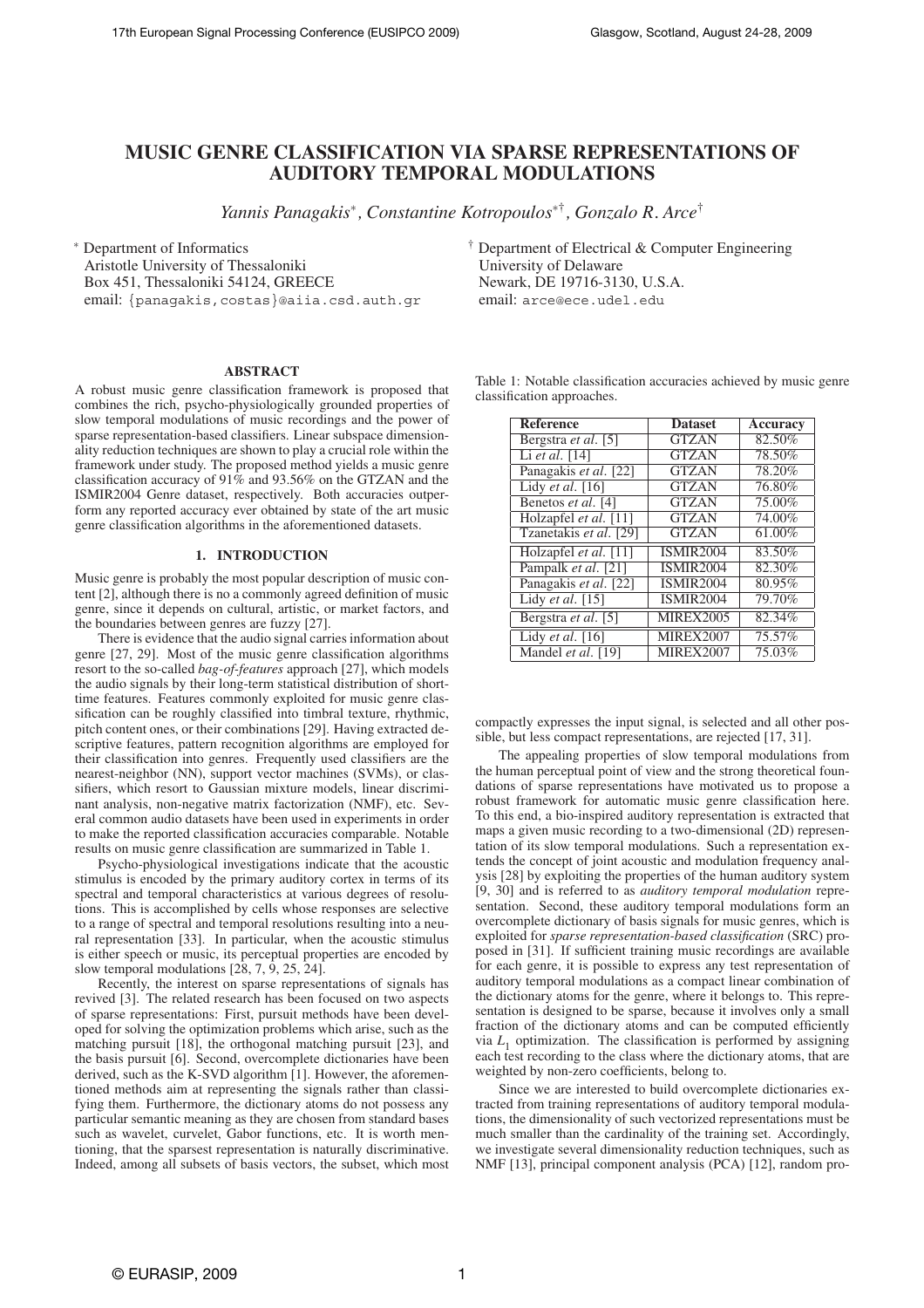# MUSIC GENRE CLASSIFICATION VIA SPARSE REPRESENTATIONS OF AUDITORY TEMPORAL MODULATIONS

*Yannis Panagakis*[*], *Constantine Kotropoulos*[*†], *Gonzalo R. Arce*[†]

[*] Department of Informatics
Aristotle University of Thessaloniki
Box 451, Thessaloniki 54124, GREECE
email: {panagakis,costas}@aiia.csd.auth.gr

[†] Department of Electrical & Computer Engineering
University of Delaware
Newark, DE 19716-3130, U.S.A.
email: arce@ece.udel.edu

## ABSTRACT

A robust music genre classification framework is proposed that combines the rich, psycho-physiologically grounded properties of slow temporal modulations of music recordings and the power of sparse representation-based classifiers. Linear subspace dimensionality reduction techniques are shown to play a crucial role within the framework under study. The proposed method yields a music genre classification accuracy of 91% and 93.56% on the GTZAN and the ISMIR2004 Genre dataset, respectively. Both accuracies outperform any reported accuracy ever obtained by state of the art music genre classification algorithms in the aforementioned datasets.

## 1. INTRODUCTION

Music genre is probably the most popular description of music content [2], although there is no a commonly agreed definition of music genre, since it depends on cultural, artistic, or market factors, and the boundaries between genres are fuzzy [27].

There is evidence that the audio signal carries information about genre [27, 29]. Most of the music genre classification algorithms resort to the so-called *bag-of-features* approach [27], which models the audio signals by their long-term statistical distribution of short-time features. Features commonly exploited for music genre classification can be roughly classified into timbral texture, rhythmic, pitch content ones, or their combinations [29]. Having extracted descriptive features, pattern recognition algorithms are employed for their classification into genres. Frequently used classifiers are the nearest-neighbor (NN), support vector machines (SVMs), or classifiers, which resort to Gaussian mixture models, linear discriminant analysis, non-negative matrix factorization (NMF), etc. Several common audio datasets have been used in experiments in order to make the reported classification accuracies comparable. Notable results on music genre classification are summarized in Table 1.

Psycho-physiological investigations indicate that the acoustic stimulus is encoded by the primary auditory cortex in terms of its spectral and temporal characteristics at various degrees of resolutions. This is accomplished by cells whose responses are selective to a range of spectral and temporal resolutions resulting into a neural representation [33]. In particular, when the acoustic stimulus is either speech or music, its perceptual properties are encoded by slow temporal modulations [28, 7, 9, 25, 24].

Recently, the interest on sparse representations of signals has revived [3]. The related research has been focused on two aspects of sparse representations: First, pursuit methods have been developed for solving the optimization problems which arise, such as the matching pursuit [18], the orthogonal matching pursuit [23], and the basis pursuit [6]. Second, overcomplete dictionaries have been derived, such as the K-SVD algorithm [1]. However, the aforementioned methods aim at representing the signals rather than classifying them. Furthermore, the dictionary atoms do not possess any particular semantic meaning as they are chosen from standard bases such as wavelet, curvelet, Gabor functions, etc. It is worth mentioning, that the sparsest representation is naturally discriminative. Indeed, among all subsets of basis vectors, the subset, which most compactly expresses the input signal, is selected and all other possible, but less compact representations, are rejected [17, 31].

Table 1: Notable classification accuracies achieved by music genre classification approaches.

| Reference | Dataset | Accuracy |
|---|---|---|
| Bergstra *et al.* [5] | GTZAN | 82.50% |
| Li *et al.* [14] | GTZAN | 78.50% |
| Panagakis *et al.* [22] | GTZAN | 78.20% |
| Lidy *et al.* [16] | GTZAN | 76.80% |
| Benetos *et al.* [4] | GTZAN | 75.00% |
| Holzapfel *et al.* [11] | GTZAN | 74.00% |
| Tzanetakis *et al.* [29] | GTZAN | 61.00% |
| Holzapfel *et al.* [11] | ISMIR2004 | 83.50% |
| Pampalk *et al.* [21] | ISMIR2004 | 82.30% |
| Panagakis *et al.* [22] | ISMIR2004 | 80.95% |
| Lidy *et al.* [15] | ISMIR2004 | 79.70% |
| Bergstra *et al.* [5] | MIREX2005 | 82.34% |
| Lidy *et al.* [16] | MIREX2007 | 75.57% |
| Mandel *et al.* [19] | MIREX2007 | 75.03% |

The appealing properties of slow temporal modulations from the human perceptual point of view and the strong theoretical foundations of sparse representations have motivated us to propose a robust framework for automatic music genre classification here. To this end, a bio-inspired auditory representation is extracted that maps a given music recording to a two-dimensional (2D) representation of its slow temporal modulations. Such a representation extends the concept of joint acoustic and modulation frequency analysis [28] by exploiting the properties of the human auditory system [9, 30] and is referred to as *auditory temporal modulation* representation. Second, these auditory temporal modulations form an overcomplete dictionary of basis signals for music genres, which is exploited for *sparse representation-based classification* (SRC) proposed in [31]. If sufficient training music recordings are available for each genre, it is possible to express any test representation of auditory temporal modulations as a compact linear combination of the dictionary atoms for the genre, where it belongs to. This representation is designed to be sparse, because it involves only a small fraction of the dictionary atoms and can be computed efficiently via $L_1$ optimization. The classification is performed by assigning each test recording to the class where the dictionary atoms, that are weighted by non-zero coefficients, belong to.

Since we are interested to build overcomplete dictionaries extracted from training representations of auditory temporal modulations, the dimensionality of such vectorized representations must be much smaller than the cardinality of the training set. Accordingly, we investigate several dimensionality reduction techniques, such as NMF [13], principal component analysis (PCA) [12], random pro-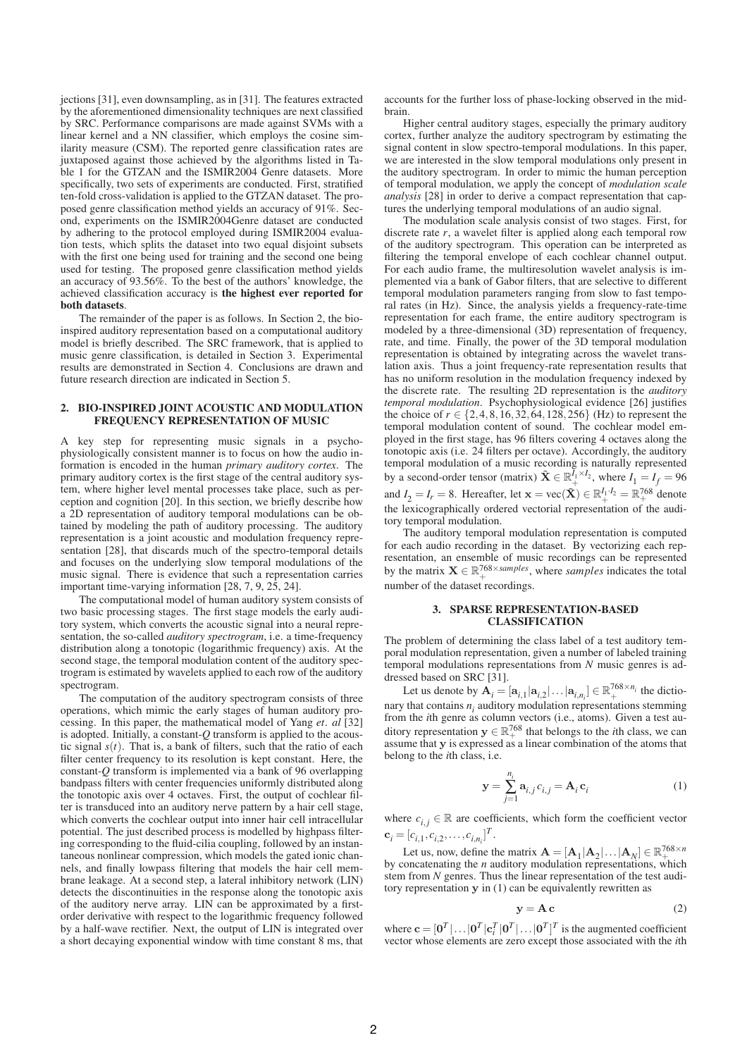jections [31], even downsampling, as in [31]. The features extracted by the aforementioned dimensionality techniques are next classified by SRC. Performance comparisons are made against SVMs with a linear kernel and a NN classifier, which employs the cosine similarity measure (CSM). The reported genre classification rates are juxtaposed against those achieved by the algorithms listed in Table 1 for the GTZAN and the ISMIR2004 Genre datasets. More specifically, two sets of experiments are conducted. First, stratified ten-fold cross-validation is applied to the GTZAN dataset. The proposed genre classification method yields an accuracy of 91%. Second, experiments on the ISMIR2004Genre dataset are conducted by adhering to the protocol employed during ISMIR2004 evaluation tests, which splits the dataset into two equal disjoint subsets with the first one being used for training and the second one being used for testing. The proposed genre classification method yields an accuracy of 93.56%. To the best of the authors' knowledge, the achieved classification accuracy is **the highest ever reported for both datasets**.

The remainder of the paper is as follows. In Section 2, the bio-inspired auditory representation based on a computational auditory model is briefly described. The SRC framework, that is applied to music genre classification, is detailed in Section 3. Experimental results are demonstrated in Section 4. Conclusions are drawn and future research direction are indicated in Section 5.

## 2. BIO-INSPIRED JOINT ACOUSTIC AND MODULATION FREQUENCY REPRESENTATION OF MUSIC

A key step for representing music signals in a psycho-physiologically consistent manner is to focus on how the audio information is encoded in the human *primary auditory cortex*. The primary auditory cortex is the first stage of the central auditory system, where higher level mental processes take place, such as perception and cognition [20]. In this section, we briefly describe how a 2D representation of auditory temporal modulations can be obtained by modeling the path of auditory processing. The auditory representation is a joint acoustic and modulation frequency representation [28], that discards much of the spectro-temporal details and focuses on the underlying slow temporal modulations of the music signal. There is evidence that such a representation carries important time-varying information [28, 7, 9, 25, 24].

The computational model of human auditory system consists of two basic processing stages. The first stage models the early auditory system, which converts the acoustic signal into a neural representation, the so-called *auditory spectrogram*, i.e. a time-frequency distribution along a tonotopic (logarithmic frequency) axis. At the second stage, the temporal modulation content of the auditory spectrogram is estimated by wavelets applied to each row of the auditory spectrogram.

The computation of the auditory spectrogram consists of three operations, which mimic the early stages of human auditory processing. In this paper, the mathematical model of Yang *et. al* [32] is adopted. Initially, a constant-*Q* transform is applied to the acoustic signal $s(t)$. That is, a bank of filters, such that the ratio of each filter center frequency to its resolution is kept constant. Here, the constant-*Q* transform is implemented via a bank of 96 overlapping bandpass filters with center frequencies uniformly distributed along the tonotopic axis over 4 octaves. First, the output of cochlear filter is transduced into an auditory nerve pattern by a hair cell stage, which converts the cochlear output into inner hair cell intracellular potential. The just described process is modelled by highpass filtering corresponding to the fluid-cilia coupling, followed by an instantaneous nonlinear compression, which models the gated ionic channels, and finally lowpass filtering that models the hair cell membrane leakage. At a second step, a lateral inhibitory network (LIN) detects the discontinuities in the response along the tonotopic axis of the auditory nerve array. LIN can be approximated by a first-order derivative with respect to the logarithmic frequency followed by a half-wave rectifier. Next, the output of LIN is integrated over a short decaying exponential window with time constant 8 ms, that accounts for the further loss of phase-locking observed in the midbrain.

Higher central auditory stages, especially the primary auditory cortex, further analyze the auditory spectrogram by estimating the signal content in slow spectro-temporal modulations. In this paper, we are interested in the slow temporal modulations only present in the auditory spectrogram. In order to mimic the human perception of temporal modulation, we apply the concept of *modulation scale analysis* [28] in order to derive a compact representation that captures the underlying temporal modulations of an audio signal.

The modulation scale analysis consist of two stages. First, for discrete rate $r$, a wavelet filter is applied along each temporal row of the auditory spectrogram. This operation can be interpreted as filtering the temporal envelope of each cochlear channel output. For each audio frame, the multiresolution wavelet analysis is implemented via a bank of Gabor filters, that are selective to different temporal modulation parameters ranging from slow to fast temporal rates (in Hz). Since, the analysis yields a frequency-rate-time representation for each frame, the entire auditory spectrogram is modeled by a three-dimensional (3D) representation of frequency, rate, and time. Finally, the power of the 3D temporal modulation representation is obtained by integrating across the wavelet translation axis. Thus a joint frequency-rate representation results that has no uniform resolution in the modulation frequency indexed by the discrete rate. The resulting 2D representation is the *auditory temporal modulation*. Psychophysiological evidence [26] justifies the choice of $r \in \{2, 4, 8, 16, 32, 64, 128, 256\}$ (Hz) to represent the temporal modulation content of sound. The cochlear model employed in the first stage, has 96 filters covering 4 octaves along the tonotopic axis (i.e. 24 filters per octave). Accordingly, the auditory temporal modulation of a music recording is naturally represented by a second-order tensor (matrix) $\bar{\mathbf{X}} \in \mathbb{R}_+^{I_1 \times I_2}$, where $I_1 = I_f = 96$ and $I_2 = I_r = 8$. Hereafter, let $\mathbf{x} = \text{vec}(\bar{\mathbf{X}}) \in \mathbb{R}_+^{I_1 \cdot I_2} = \mathbb{R}_+^{768}$ denote the lexicographically ordered vectorial representation of the auditory temporal modulation.

The auditory temporal modulation representation is computed for each audio recording in the dataset. By vectorizing each representation, an ensemble of music recordings can be represented by the matrix $\mathbf{X} \in \mathbb{R}_+^{768 \times samples}$, where *samples* indicates the total number of the dataset recordings.

## 3. SPARSE REPRESENTATION-BASED CLASSIFICATION

The problem of determining the class label of a test auditory temporal modulation representation, given a number of labeled training temporal modulations representations from *N* music genres is addressed based on SRC [31].

Let us denote by $\mathbf{A}_i = [\mathbf{a}_{i,1}|\mathbf{a}_{i,2}|\ldots|\mathbf{a}_{i,n_i}] \in \mathbb{R}_+^{768 \times n_i}$ the dictionary that contains $n_i$ auditory modulation representations stemming from the *i*th genre as column vectors (i.e., atoms). Given a test auditory representation $\mathbf{y} \in \mathbb{R}_+^{768}$ that belongs to the *i*th class, we can assume that $\mathbf{y}$ is expressed as a linear combination of the atoms that belong to the *i*th class, i.e.

$$\mathbf{y} = \sum_{j=1}^{n_i} \mathbf{a}_{i,j}\, c_{i,j} = \mathbf{A}_i\, \mathbf{c}_i \tag{1}$$

where $c_{i,j} \in \mathbb{R}$ are coefficients, which form the coefficient vector $\mathbf{c}_i = [c_{i,1}, c_{i,2}, \ldots, c_{i,n_i}]^T$.

Let us, now, define the matrix $\mathbf{A} = [\mathbf{A}_1|\mathbf{A}_2|\ldots|\mathbf{A}_N] \in \mathbb{R}_+^{768 \times n}$ by concatenating the *n* auditory modulation representations, which stem from *N* genres. Thus the linear representation of the test auditory representation $\mathbf{y}$ in (1) can be equivalently rewritten as

$$\mathbf{y} = \mathbf{A}\, \mathbf{c} \tag{2}$$

where $\mathbf{c} = [\mathbf{0}^T|\ldots|\mathbf{0}^T|\mathbf{c}_i^T|\mathbf{0}^T|\ldots|\mathbf{0}^T]^T$ is the augmented coefficient vector whose elements are zero except those associated with the *i*th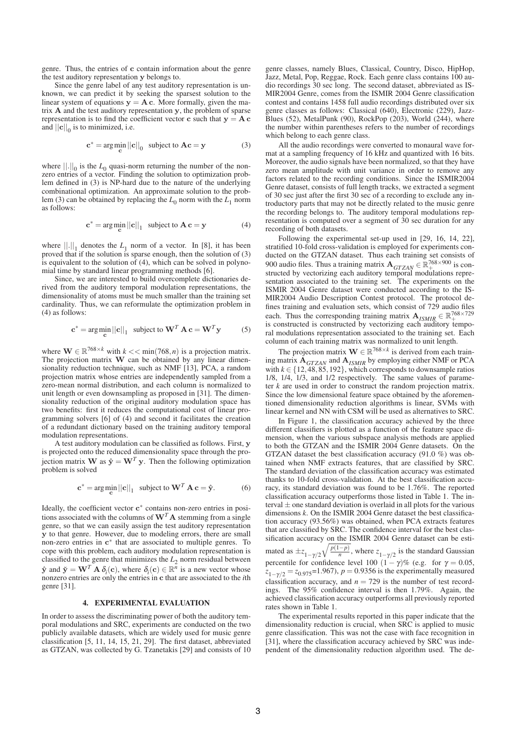genre. Thus, the entries of $\mathbf{c}$ contain information about the genre the test auditory representation $\mathbf{y}$ belongs to.

Since the genre label of any test auditory representation is unknown, we can predict it by seeking the sparsest solution to the linear system of equations $\mathbf{y} = \mathbf{A}\,\mathbf{c}$. More formally, given the matrix $\mathbf{A}$ and the test auditory representation $\mathbf{y}$, the problem of sparse representation is to find the coefficient vector $\mathbf{c}$ such that $\mathbf{y} = \mathbf{A}\,\mathbf{c}$ and $||\mathbf{c}||_0$ is to minimized, i.e.

$$\mathbf{c}^* = \arg\min_{\mathbf{c}} ||\mathbf{c}||_0 \quad \text{subject to } \mathbf{A}\mathbf{c} = \mathbf{y} \tag{3}$$

where $||.||_0$ is the $L_0$ quasi-norm returning the number of the non-zero entries of a vector. Finding the solution to optimization problem defined in (3) is NP-hard due to the nature of the underlying combinational optimization. An approximate solution to the problem (3) can be obtained by replacing the $L_0$ norm with the $L_1$ norm as follows:

$$\mathbf{c}^* = \arg\min_{\mathbf{c}} ||\mathbf{c}||_1 \quad \text{subject to } \mathbf{A}\,\mathbf{c} = \mathbf{y} \tag{4}$$

where $||.||_1$ denotes the $L_1$ norm of a vector. In [8], it has been proved that if the solution is sparse enough, then the solution of (3) is equivalent to the solution of (4), which can be solved in polynomial time by standard linear programming methods [6].

Since, we are interested to build overcomplete dictionaries derived from the auditory temporal modulation representations, the dimensionality of atoms must be much smaller than the training set cardinality. Thus, we can reformulate the optimization problem in (4) as follows:

$$\mathbf{c}^* = \arg\min_{\mathbf{c}} ||\mathbf{c}||_1 \quad \text{subject to } \mathbf{W}^T\,\mathbf{A}\,\mathbf{c} = \mathbf{W}^T\mathbf{y} \tag{5}$$

where $\mathbf{W} \in \mathbb{R}^{768\times k}$ with $k << \min(768, n)$ is a projection matrix. The projection matrix $\mathbf{W}$ can be obtained by any linear dimensionality reduction technique, such as NMF [13], PCA, a random projection matrix whose entries are independently sampled from a zero-mean normal distribution, and each column is normalized to unit length or even downsampling as proposed in [31]. The dimensionality reduction of the original auditory modulation space has two benefits: first it reduces the computational cost of linear programming solvers [6] of (4) and second it facilitates the creation of a redundant dictionary based on the training auditory temporal modulation representations.

A test auditory modulation can be classified as follows. First, $\mathbf{y}$ is projected onto the reduced dimensionality space through the projection matrix $\mathbf{W}$ as $\hat{\mathbf{y}} = \mathbf{W}^T\,\mathbf{y}$. Then the following optimization problem is solved

$$\mathbf{c}^* = \arg\min_{\mathbf{c}} ||\mathbf{c}||_1 \quad \text{subject to } \mathbf{W}^T\,\mathbf{A}\,\mathbf{c} = \hat{\mathbf{y}}. \tag{6}$$

Ideally, the coefficient vector $\mathbf{c}^*$ contains non-zero entries in positions associated with the columns of $\mathbf{W}^T\mathbf{A}$ stemming from a single genre, so that we can easily assign the test auditory representation $\mathbf{y}$ to that genre. However, due to modeling errors, there are small non-zero entries in $\mathbf{c}^*$ that are associated to multiple genres. To cope with this problem, each auditory modulation representation is classified to the genre that minimizes the $L_2$ norm residual between $\hat{\mathbf{y}}$ and $\check{\mathbf{y}} = \mathbf{W}^T\,\mathbf{A}\,\delta_i(\mathbf{c})$, where $\delta_i(\mathbf{c}) \in \mathbb{R}^n$ is a new vector whose nonzero entries are only the entries in $\mathbf{c}$ that are associated to the $i$th genre [31].

## 4. EXPERIMENTAL EVALUATION

In order to assess the discriminating power of both the auditory temporal modulations and SRC, experiments are conducted on the two publicly available datasets, which are widely used for music genre classification [5, 11, 14, 15, 21, 29]. The first dataset, abbreviated as GTZAN, was collected by G. Tzanetakis [29] and consists of 10 genre classes, namely Blues, Classical, Country, Disco, HipHop, Jazz, Metal, Pop, Reggae, Rock. Each genre class contains 100 audio recordings 30 sec long. The second dataset, abbreviated as ISMIR2004 Genre, comes from the ISMIR 2004 Genre classification contest and contains 1458 full audio recordings distributed over six genre classes as follows: Classical (640), Electronic (229), JazzBlues (52), MetalPunk (90), RockPop (203), World (244), where the number within parentheses refers to the number of recordings which belong to each genre class.

All the audio recordings were converted to monaural wave format at a sampling frequency of 16 kHz and quantized with 16 bits. Moreover, the audio signals have been normalized, so that they have zero mean amplitude with unit variance in order to remove any factors related to the recording conditions. Since the ISMIR2004 Genre dataset, consists of full length tracks, we extracted a segment of 30 sec just after the first 30 sec of a recording to exclude any introductory parts that may not be directly related to the music genre the recording belongs to. The auditory temporal modulations representation is computed over a segment of 30 sec duration for any recording of both datasets.

Following the experimental set-up used in [29, 16, 14, 22], stratified 10-fold cross-validation is employed for experiments conducted on the GTZAN dataset. Thus each training set consists of 900 audio files. Thus a training matrix $\mathbf{A}_{GTZAN} \in \mathbb{R}_+^{768\times 900}$ is constructed by vectorizing each auditory temporal modulations representation associated to the training set. The experiments on the ISMIR 2004 Genre dataset were conducted according to the ISMIR2004 Audio Description Contest protocol. The protocol defines training and evaluation sets, which consist of 729 audio files each. Thus the corresponding training matrix $\mathbf{A}_{ISMIR} \in \mathbb{R}_+^{768\times 729}$ is constructed is constructed by vectorizing each auditory temporal modulations representation associated to the training set. Each column of each training matrix was normalized to unit length.

The projection matrix $\mathbf{W} \in \mathbb{R}^{768\times k}$ is derived from each training matrix $\mathbf{A}_{GTZAN}$ and $\mathbf{A}_{ISMIR}$ by employing either NMF or PCA with $k \in \{12, 48, 85, 192\}$, which corresponds to downsample ratios 1/8, 1/4, 1/3, and 1/2 respectively. The same values of parameter $k$ are used in order to construct the random projection matrix. Since the low dimensional feature space obtained by the aforementioned dimensionality reduction algorithms is linear, SVMs with linear kernel and NN with CSM will be used as alternatives to SRC.

In Figure 1, the classification accuracy achieved by the three different classifiers is plotted as a function of the feature space dimension, when the various subspace analysis methods are applied to both the GTZAN and the ISMIR 2004 Genre datasets. On the GTZAN dataset the best classification accuracy (91.0 %) was obtained when NMF extracts features, that are classified by SRC. The standard deviation of the classification accuracy was estimated thanks to 10-fold cross-validation. At the best classification accuracy, its standard deviation was found to be 1.76%. The reported classification accuracy outperforms those listed in Table 1. The interval $\pm$ one standard deviation is overlaid in all plots for the various dimensions $k$. On the ISMIR 2004 Genre dataset the best classification accuracy (93.56%) was obtained, when PCA extracts features that are classified by SRC. The confidence interval for the best classification accuracy on the ISMIR 2004 Genre dataset can be estimated as $\pm z_{1-\gamma/2}\sqrt{\frac{p(1-p)}{n}}$, where $z_{1-\gamma/2}$ is the standard Gaussian percentile for confidence level 100 $(1-\gamma)$% (e.g. for $\gamma = 0.05$, $z_{1-\gamma/2} = z_{0.975}$=1.967), $p = 0.9356$ is the experimentally measured classification accuracy, and $n = 729$ is the number of test recordings. The 95% confidence interval is then 1.79%. Again, the achieved classification accuracy outperforms all previously reported rates shown in Table 1.

The experimental results reported in this paper indicate that the dimensionality reduction is crucial, when SRC is applied to music genre classification. This was not the case with face recognition in [31], where the classification accuracy achieved by SRC was independent of the dimensionality reduction algorithm used. The de-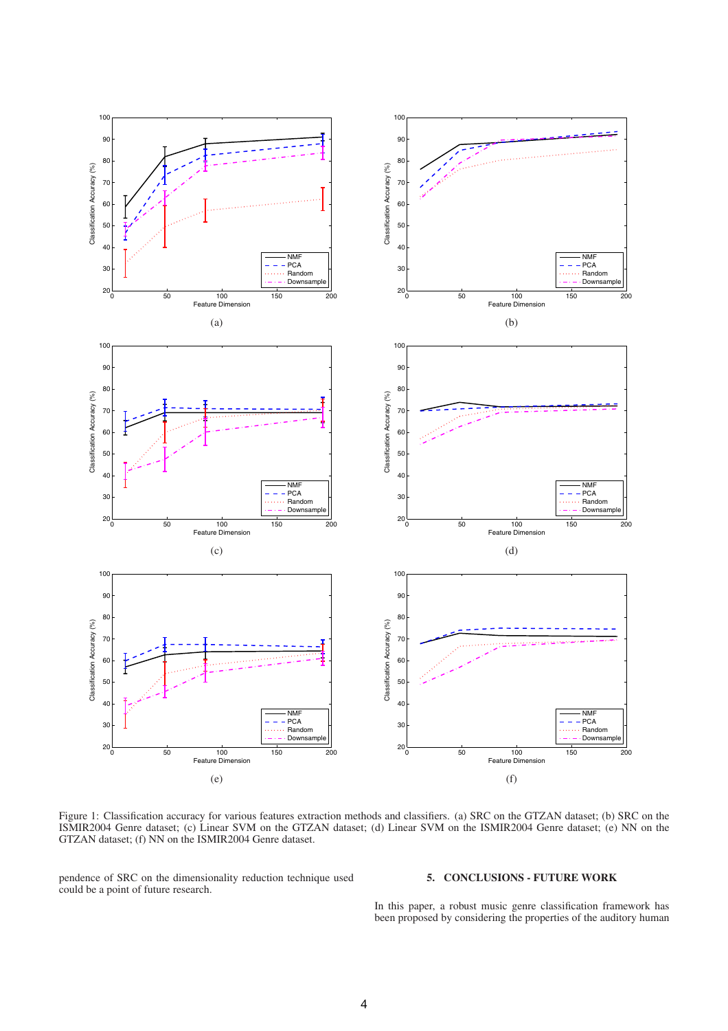Figure 1: Classification accuracy for various features extraction methods and classifiers. (a) SRC on the GTZAN dataset; (b) SRC on the ISMIR2004 Genre dataset; (c) Linear SVM on the GTZAN dataset; (d) Linear SVM on the ISMIR2004 Genre dataset; (e) NN on the GTZAN dataset; (f) NN on the ISMIR2004 Genre dataset.

pendence of SRC on the dimensionality reduction technique used could be a point of future research.

## 5. CONCLUSIONS - FUTURE WORK

In this paper, a robust music genre classification framework has been proposed by considering the properties of the auditory human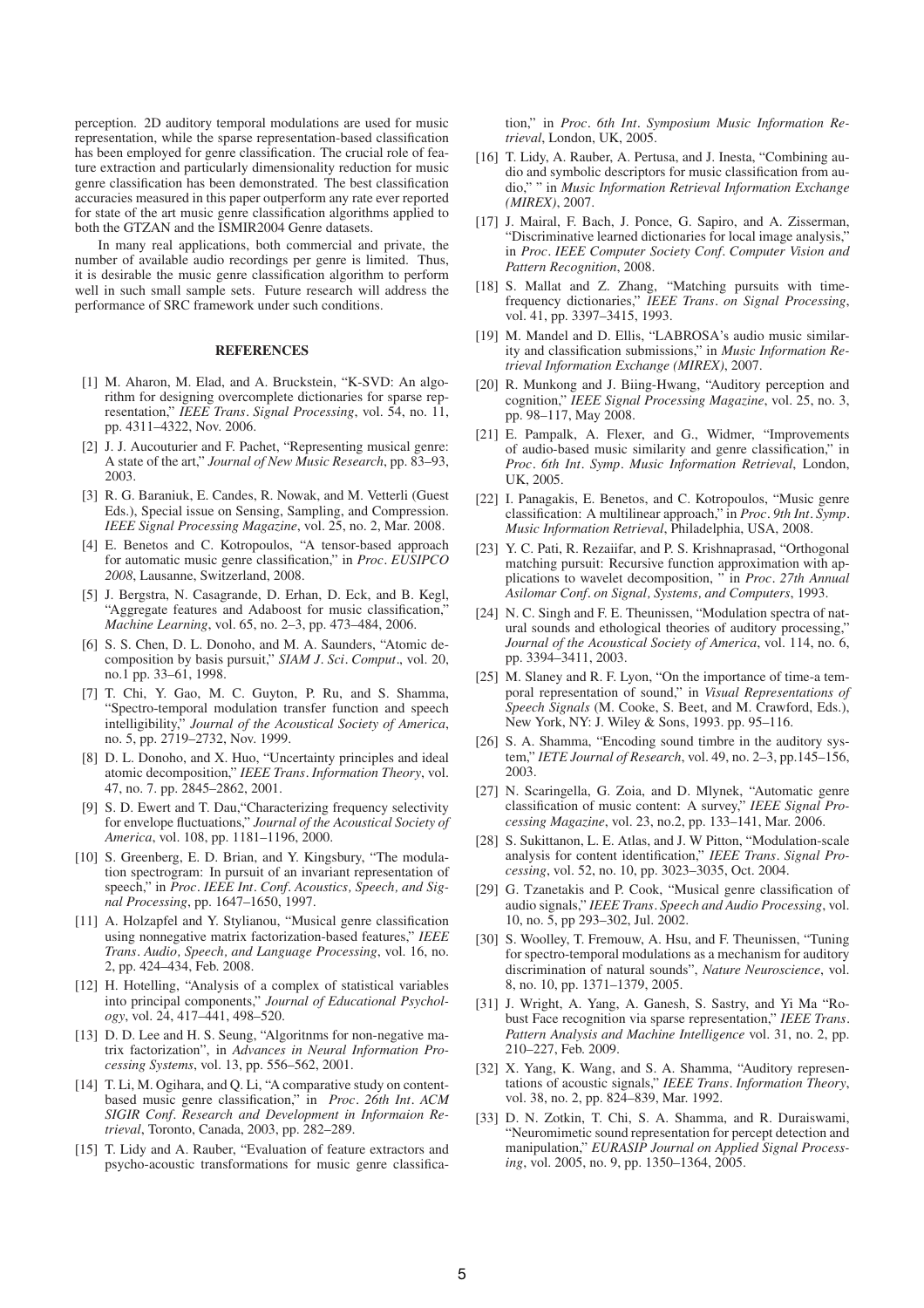perception. 2D auditory temporal modulations are used for music representation, while the sparse representation-based classification has been employed for genre classification. The crucial role of feature extraction and particularly dimensionality reduction for music genre classification has been demonstrated. The best classification accuracies measured in this paper outperform any rate ever reported for state of the art music genre classification algorithms applied to both the GTZAN and the ISMIR2004 Genre datasets.

In many real applications, both commercial and private, the number of available audio recordings per genre is limited. Thus, it is desirable the music genre classification algorithm to perform well in such small sample sets. Future research will address the performance of SRC framework under such conditions.

## REFERENCES

[1] M. Aharon, M. Elad, and A. Bruckstein, "K-SVD: An algorithm for designing overcomplete dictionaries for sparse representation," *IEEE Trans. Signal Processing*, vol. 54, no. 11, pp. 4311–4322, Nov. 2006.

[2] J. J. Aucouturier and F. Pachet, "Representing musical genre: A state of the art," *Journal of New Music Research*, pp. 83–93, 2003.

[3] R. G. Baraniuk, E. Candes, R. Nowak, and M. Vetterli (Guest Eds.), Special issue on Sensing, Sampling, and Compression. *IEEE Signal Processing Magazine*, vol. 25, no. 2, Mar. 2008.

[4] E. Benetos and C. Kotropoulos, "A tensor-based approach for automatic music genre classification," in *Proc. EUSIPCO 2008*, Lausanne, Switzerland, 2008.

[5] J. Bergstra, N. Casagrande, D. Erhan, D. Eck, and B. Kegl, "Aggregate features and Adaboost for music classification," *Machine Learning*, vol. 65, no. 2–3, pp. 473–484, 2006.

[6] S. S. Chen, D. L. Donoho, and M. A. Saunders, "Atomic decomposition by basis pursuit," *SIAM J. Sci. Comput.*, vol. 20, no.1 pp. 33–61, 1998.

[7] T. Chi, Y. Gao, M. C. Guyton, P. Ru, and S. Shamma, "Spectro-temporal modulation transfer function and speech intelligibility," *Journal of the Acoustical Society of America*, no. 5, pp. 2719–2732, Nov. 1999.

[8] D. L. Donoho, and X. Huo, "Uncertainty principles and ideal atomic decomposition," *IEEE Trans. Information Theory*, vol. 47, no. 7. pp. 2845–2862, 2001.

[9] S. D. Ewert and T. Dau,"Characterizing frequency selectivity for envelope fluctuations," *Journal of the Acoustical Society of America*, vol. 108, pp. 1181–1196, 2000.

[10] S. Greenberg, E. D. Brian, and Y. Kingsbury, "The modulation spectrogram: In pursuit of an invariant representation of speech," in *Proc. IEEE Int. Conf. Acoustics, Speech, and Signal Processing*, pp. 1647–1650, 1997.

[11] A. Holzapfel and Y. Stylianou, "Musical genre classification using nonnegative matrix factorization-based features," *IEEE Trans. Audio, Speech, and Language Processing*, vol. 16, no. 2, pp. 424–434, Feb. 2008.

[12] H. Hotelling, "Analysis of a complex of statistical variables into principal components," *Journal of Educational Psychology*, vol. 24, 417–441, 498–520.

[13] D. D. Lee and H. S. Seung, "Algoritnms for non-negative matrix factorization", in *Advances in Neural Information Processing Systems*, vol. 13, pp. 556–562, 2001.

[14] T. Li, M. Ogihara, and Q. Li, "A comparative study on content-based music genre classification," in *Proc. 26th Int. ACM SIGIR Conf. Research and Development in Informaion Retrieval*, Toronto, Canada, 2003, pp. 282–289.

[15] T. Lidy and A. Rauber, "Evaluation of feature extractors and psycho-acoustic transformations for music genre classification," in *Proc. 6th Int. Symposium Music Information Retrieval*, London, UK, 2005.

[16] T. Lidy, A. Rauber, A. Pertusa, and J. Inesta, "Combining audio and symbolic descriptors for music classification from audio," " in *Music Information Retrieval Information Exchange (MIREX)*, 2007.

[17] J. Mairal, F. Bach, J. Ponce, G. Sapiro, and A. Zisserman, "Discriminative learned dictionaries for local image analysis," in *Proc. IEEE Computer Society Conf. Computer Vision and Pattern Recognition*, 2008.

[18] S. Mallat and Z. Zhang, "Matching pursuits with time-frequency dictionaries," *IEEE Trans. on Signal Processing*, vol. 41, pp. 3397–3415, 1993.

[19] M. Mandel and D. Ellis, "LABROSA's audio music similarity and classification submissions," in *Music Information Retrieval Information Exchange (MIREX)*, 2007.

[20] R. Munkong and J. Biing-Hwang, "Auditory perception and cognition," *IEEE Signal Processing Magazine*, vol. 25, no. 3, pp. 98–117, May 2008.

[21] E. Pampalk, A. Flexer, and G., Widmer, "Improvements of audio-based music similarity and genre classification," in *Proc. 6th Int. Symp. Music Information Retrieval*, London, UK, 2005.

[22] I. Panagakis, E. Benetos, and C. Kotropoulos, "Music genre classification: A multilinear approach," in *Proc. 9th Int. Symp. Music Information Retrieval*, Philadelphia, USA, 2008.

[23] Y. C. Pati, R. Rezaiifar, and P. S. Krishnaprasad, "Orthogonal matching pursuit: Recursive function approximation with applications to wavelet decomposition, " in *Proc. 27th Annual Asilomar Conf. on Signal, Systems, and Computers*, 1993.

[24] N. C. Singh and F. E. Theunissen, "Modulation spectra of natural sounds and ethological theories of auditory processing," *Journal of the Acoustical Society of America*, vol. 114, no. 6, pp. 3394–3411, 2003.

[25] M. Slaney and R. F. Lyon, "On the importance of time-a temporal representation of sound," in *Visual Representations of Speech Signals* (M. Cooke, S. Beet, and M. Crawford, Eds.), New York, NY: J. Wiley & Sons, 1993. pp. 95–116.

[26] S. A. Shamma, "Encoding sound timbre in the auditory system," *IETE Journal of Research*, vol. 49, no. 2–3, pp.145–156, 2003.

[27] N. Scaringella, G. Zoia, and D. Mlynek, "Automatic genre classification of music content: A survey," *IEEE Signal Processing Magazine*, vol. 23, no.2, pp. 133–141, Mar. 2006.

[28] S. Sukittanon, L. E. Atlas, and J. W Pitton, "Modulation-scale analysis for content identification," *IEEE Trans. Signal Processing*, vol. 52, no. 10, pp. 3023–3035, Oct. 2004.

[29] G. Tzanetakis and P. Cook, "Musical genre classification of audio signals," *IEEE Trans. Speech and Audio Processing*, vol. 10, no. 5, pp 293–302, Jul. 2002.

[30] S. Woolley, T. Fremouw, A. Hsu, and F. Theunissen, "Tuning for spectro-temporal modulations as a mechanism for auditory discrimination of natural sounds", *Nature Neuroscience*, vol. 8, no. 10, pp. 1371–1379, 2005.

[31] J. Wright, A. Yang, A. Ganesh, S. Sastry, and Yi Ma "Robust Face recognition via sparse representation," *IEEE Trans. Pattern Analysis and Machine Intelligence* vol. 31, no. 2, pp. 210–227, Feb. 2009.

[32] X. Yang, K. Wang, and S. A. Shamma, "Auditory representations of acoustic signals," *IEEE Trans. Information Theory*, vol. 38, no. 2, pp. 824–839, Mar. 1992.

[33] D. N. Zotkin, T. Chi, S. A. Shamma, and R. Duraiswami, "Neuromimetic sound representation for percept detection and manipulation," *EURASIP Journal on Applied Signal Processing*, vol. 2005, no. 9, pp. 1350–1364, 2005.